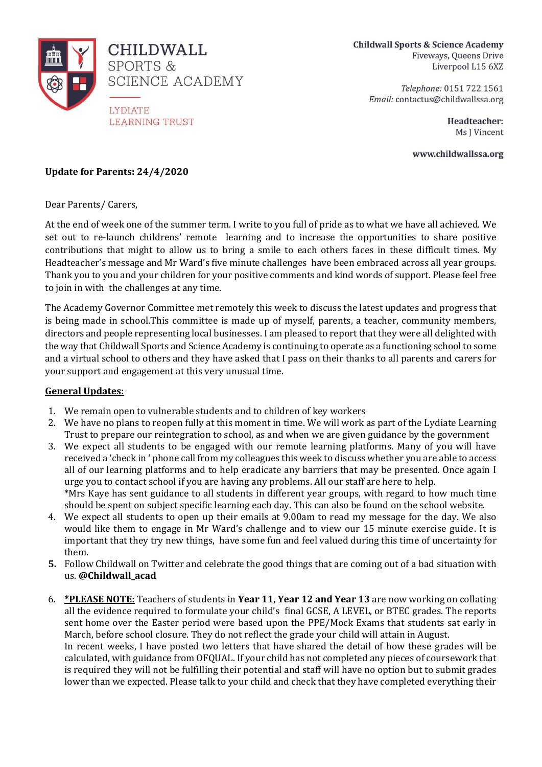CHILDWALL SPORTS & SCIENCE ACADEMY

LYDIATE LEARNING TRUST

**Childwall Sports & Science Academy**
Fiveways, Queens Drive
Liverpool L15 6XZ

*Telephone:* 0151 722 1561
*Email:* contactus@childwallssa.org

**Headteacher:**
Ms J Vincent

**www.childwallssa.org**

**Update for Parents: 24/4/2020**

Dear Parents/ Carers,

At the end of week one of the summer term. I write to you full of pride as to what we have all achieved. We set out to re-launch childrens' remote learning and to increase the opportunities to share positive contributions that might to allow us to bring a smile to each others faces in these difficult times. My Headteacher's message and Mr Ward's five minute challenges have been embraced across all year groups. Thank you to you and your children for your positive comments and kind words of support. Please feel free to join in with the challenges at any time.

The Academy Governor Committee met remotely this week to discuss the latest updates and progress that is being made in school.This committee is made up of myself, parents, a teacher, community members, directors and people representing local businesses. I am pleased to report that they were all delighted with the way that Childwall Sports and Science Academy is continuing to operate as a functioning school to some and a virtual school to others and they have asked that I pass on their thanks to all parents and carers for your support and engagement at this very unusual time.

**General Updates:**

1. We remain open to vulnerable students and to children of key workers
2. We have no plans to reopen fully at this moment in time. We will work as part of the Lydiate Learning Trust to prepare our reintegration to school, as and when we are given guidance by the government
3. We expect all students to be engaged with our remote learning platforms. Many of you will have received a 'check in ' phone call from my colleagues this week to discuss whether you are able to access all of our learning platforms and to help eradicate any barriers that may be presented. Once again I urge you to contact school if you are having any problems. All our staff are here to help.
   *Mrs Kaye has sent guidance to all students in different year groups, with regard to how much time should be spent on subject specific learning each day. This can also be found on the school website.
4. We expect all students to open up their emails at 9.00am to read my message for the day. We also would like them to engage in Mr Ward's challenge and to view our 15 minute exercise guide. It is important that they try new things, have some fun and feel valued during this time of uncertainty for them.
5. Follow Childwall on Twitter and celebrate the good things that are coming out of a bad situation with us. **@Childwall_acad**
6. ***PLEASE NOTE:** Teachers of students in **Year 11, Year 12 and Year 13** are now working on collating all the evidence required to formulate your child's final GCSE, A LEVEL, or BTEC grades. The reports sent home over the Easter period were based upon the PPE/Mock Exams that students sat early in March, before school closure. They do not reflect the grade your child will attain in August.
   In recent weeks, I have posted two letters that have shared the detail of how these grades will be calculated, with guidance from OFQUAL. If your child has not completed any pieces of coursework that is required they will not be fulfilling their potential and staff will have no option but to submit grades lower than we expected. Please talk to your child and check that they have completed everything their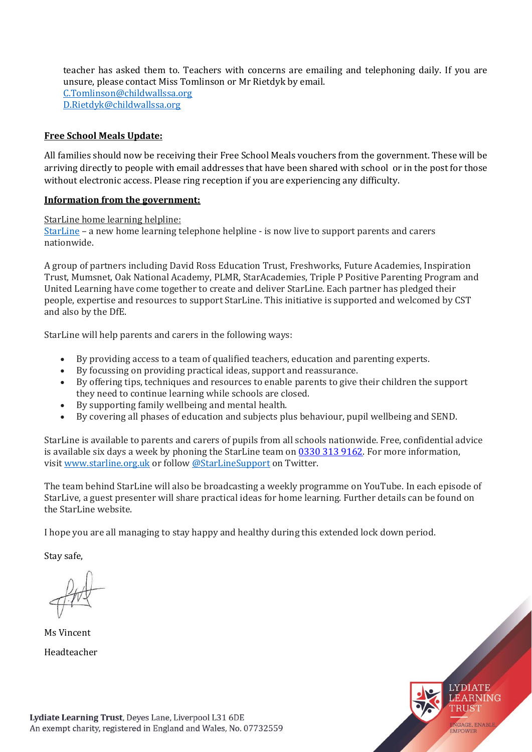teacher has asked them to. Teachers with concerns are emailing and telephoning daily. If you are unsure, please contact Miss Tomlinson or Mr Rietdyk by email.
C.Tomlinson@childwallssa.org
D.Rietdyk@childwallssa.org

**Free School Meals Update:**

All families should now be receiving their Free School Meals vouchers from the government. These will be arriving directly to people with email addresses that have been shared with school or in the post for those without electronic access. Please ring reception if you are experiencing any difficulty.

**Information from the government:**

StarLine home learning helpline:
StarLine – a new home learning telephone helpline - is now live to support parents and carers nationwide.

A group of partners including David Ross Education Trust, Freshworks, Future Academies, Inspiration Trust, Mumsnet, Oak National Academy, PLMR, StarAcademies, Triple P Positive Parenting Program and United Learning have come together to create and deliver StarLine. Each partner has pledged their people, expertise and resources to support StarLine. This initiative is supported and welcomed by CST and also by the DfE.

StarLine will help parents and carers in the following ways:

- By providing access to a team of qualified teachers, education and parenting experts.
- By focussing on providing practical ideas, support and reassurance.
- By offering tips, techniques and resources to enable parents to give their children the support they need to continue learning while schools are closed.
- By supporting family wellbeing and mental health.
- By covering all phases of education and subjects plus behaviour, pupil wellbeing and SEND.

StarLine is available to parents and carers of pupils from all schools nationwide. Free, confidential advice is available six days a week by phoning the StarLine team on 0330 313 9162. For more information, visit www.starline.org.uk or follow @StarLineSupport on Twitter.

The team behind StarLine will also be broadcasting a weekly programme on YouTube. In each episode of StarLive, a guest presenter will share practical ideas for home learning. Further details can be found on the StarLine website.

I hope you are all managing to stay happy and healthy during this extended lock down period.

Stay safe,

Ms Vincent

Headteacher